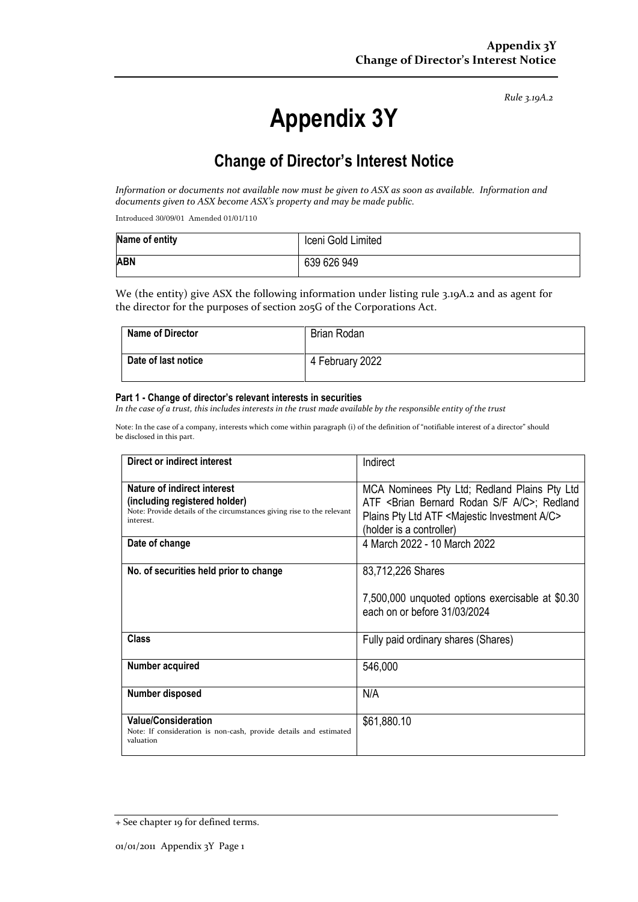*Rule 3.19A.2*

# Appendix 3Y

## Change of Director's Interest Notice

*Information or documents not available now must be given to ASX as soon as available. Information and documents given to ASX become ASX's property and may be made public.*

Introduced 30/09/01 Amended 01/01/110

| Name of entity | Iceni Gold Limited |
|---|---|
| **ABN** | 639 626 949 |

We (the entity) give ASX the following information under listing rule 3.19A.2 and as agent for the director for the purposes of section 205G of the Corporations Act.

| Name of Director | Brian Rodan |
|---|---|
| **Date of last notice** | 4 February 2022 |

**Part 1 - Change of director's relevant interests in securities**
*In the case of a trust, this includes interests in the trust made available by the responsible entity of the trust*

Note: In the case of a company, interests which come within paragraph (i) of the definition of "notifiable interest of a director" should be disclosed in this part.

| Direct or indirect interest | Indirect |
|---|---|
| **Nature of indirect interest (including registered holder)** Note: Provide details of the circumstances giving rise to the relevant interest. | MCA Nominees Pty Ltd; Redland Plains Pty Ltd ATF <Brian Bernard Rodan S/F A/C>; Redland Plains Pty Ltd ATF <Majestic Investment A/C> (holder is a controller) |
| **Date of change** | 4 March 2022 - 10 March 2022 |
| **No. of securities held prior to change** | 83,712,226 Shares<br><br>7,500,000 unquoted options exercisable at $0.30 each on or before 31/03/2024 |
| **Class** | Fully paid ordinary shares (Shares) |
| **Number acquired** | 546,000 |
| **Number disposed** | N/A |
| **Value/Consideration** Note: If consideration is non-cash, provide details and estimated valuation | $61,880.10 |

+ See chapter 19 for defined terms.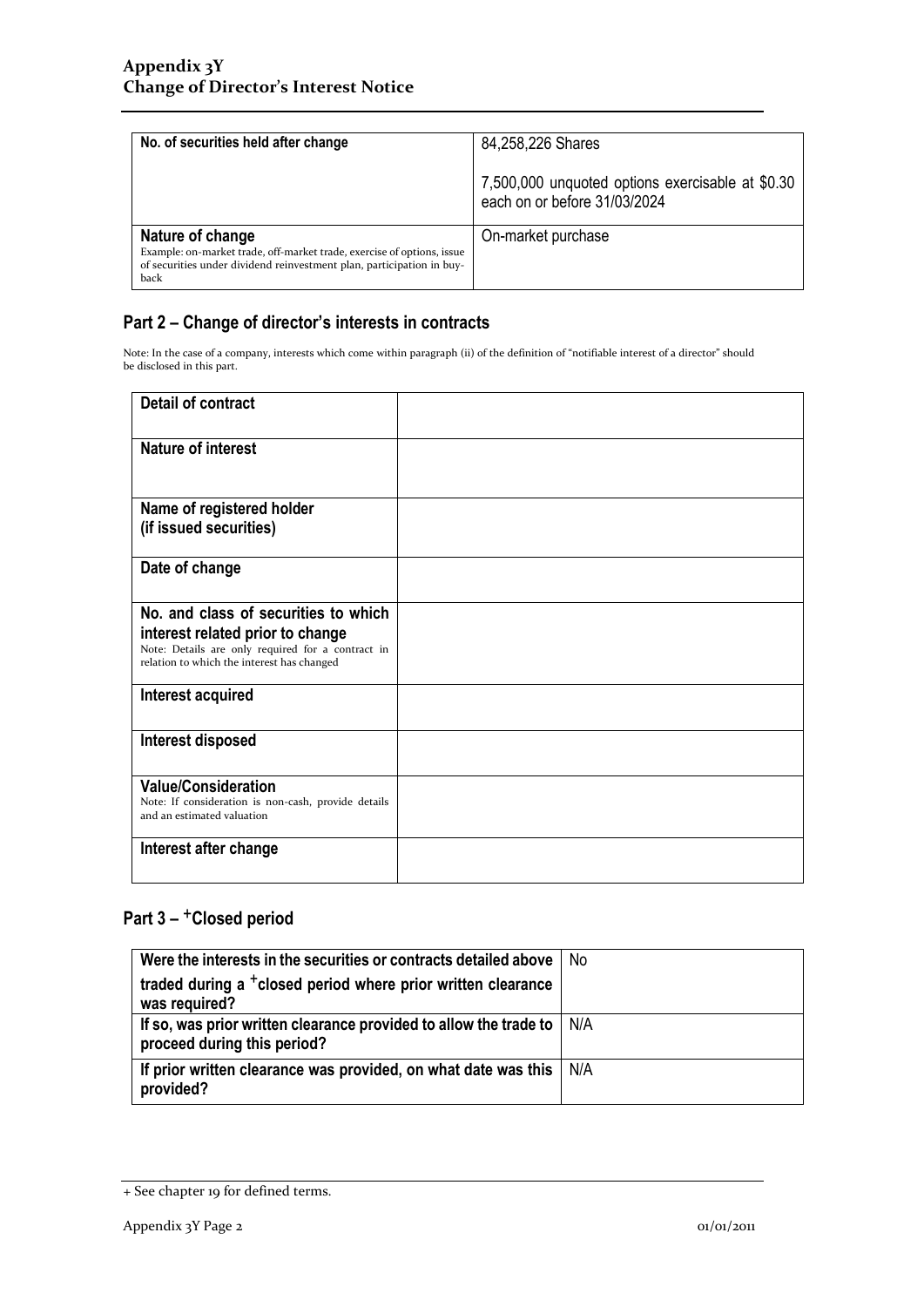| | |
|---|---|
| **No. of securities held after change** | 84,258,226 Shares<br><br>7,500,000 unquoted options exercisable at $0.30 each on or before 31/03/2024 |
| **Nature of change**<br>Example: on-market trade, off-market trade, exercise of options, issue of securities under dividend reinvestment plan, participation in buy-back | On-market purchase |

## Part 2 – Change of director's interests in contracts

Note: In the case of a company, interests which come within paragraph (ii) of the definition of "notifiable interest of a director" should be disclosed in this part.

| | |
|---|---|
| **Detail of contract** | |
| **Nature of interest** | |
| **Name of registered holder (if issued securities)** | |
| **Date of change** | |
| **No. and class of securities to which interest related prior to change**<br>Note: Details are only required for a contract in relation to which the interest has changed | |
| **Interest acquired** | |
| **Interest disposed** | |
| **Value/Consideration**<br>Note: If consideration is non-cash, provide details and an estimated valuation | |
| **Interest after change** | |

## Part 3 – +Closed period

| | |
|---|---|
| **Were the interests in the securities or contracts detailed above traded during a +closed period where prior written clearance was required?** | No |
| **If so, was prior written clearance provided to allow the trade to proceed during this period?** | N/A |
| **If prior written clearance was provided, on what date was this provided?** | N/A |

+ See chapter 19 for defined terms.